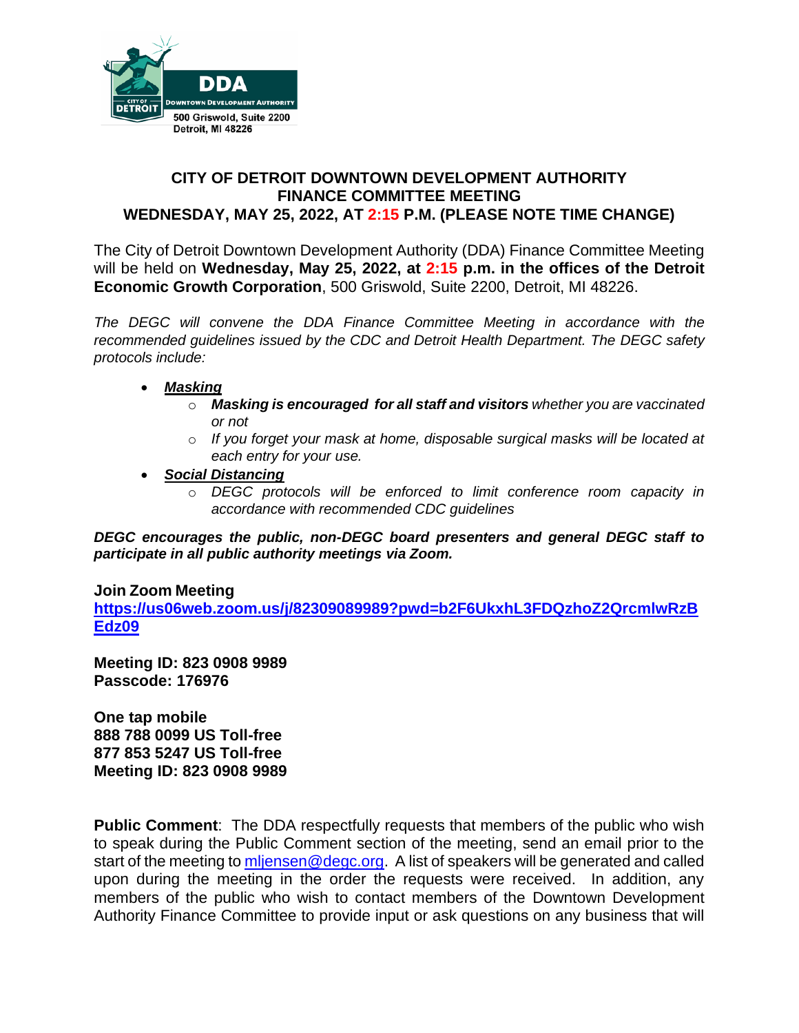DDA
DOWNTOWN DEVELOPMENT AUTHORITY
500 Griswold, Suite 2200
Detroit, MI 48226

# CITY OF DETROIT DOWNTOWN DEVELOPMENT AUTHORITY
# FINANCE COMMITTEE MEETING
# WEDNESDAY, MAY 25, 2022, AT 2:15 P.M. (PLEASE NOTE TIME CHANGE)

The City of Detroit Downtown Development Authority (DDA) Finance Committee Meeting will be held on **Wednesday, May 25, 2022, at 2:15 p.m. in the offices of the Detroit Economic Growth Corporation**, 500 Griswold, Suite 2200, Detroit, MI 48226.

*The DEGC will convene the DDA Finance Committee Meeting in accordance with the recommended guidelines issued by the CDC and Detroit Health Department. The DEGC safety protocols include:*

- ***Masking***
  - ***Masking is encouraged for all staff and visitors*** *whether you are vaccinated or not*
  - *If you forget your mask at home, disposable surgical masks will be located at each entry for your use.*
- ***Social Distancing***
  - *DEGC protocols will be enforced to limit conference room capacity in accordance with recommended CDC guidelines*

***DEGC encourages the public, non-DEGC board presenters and general DEGC staff to participate in all public authority meetings via Zoom.***

**Join Zoom Meeting**
**https://us06web.zoom.us/j/82309089989?pwd=b2F6UkxhL3FDQzhoZ2QrcmlwRzBEdz09**

**Meeting ID: 823 0908 9989**
**Passcode: 176976**

**One tap mobile**
**888 788 0099 US Toll-free**
**877 853 5247 US Toll-free**
**Meeting ID: 823 0908 9989**

**Public Comment**: The DDA respectfully requests that members of the public who wish to speak during the Public Comment section of the meeting, send an email prior to the start of the meeting to mljensen@degc.org. A list of speakers will be generated and called upon during the meeting in the order the requests were received. In addition, any members of the public who wish to contact members of the Downtown Development Authority Finance Committee to provide input or ask questions on any business that will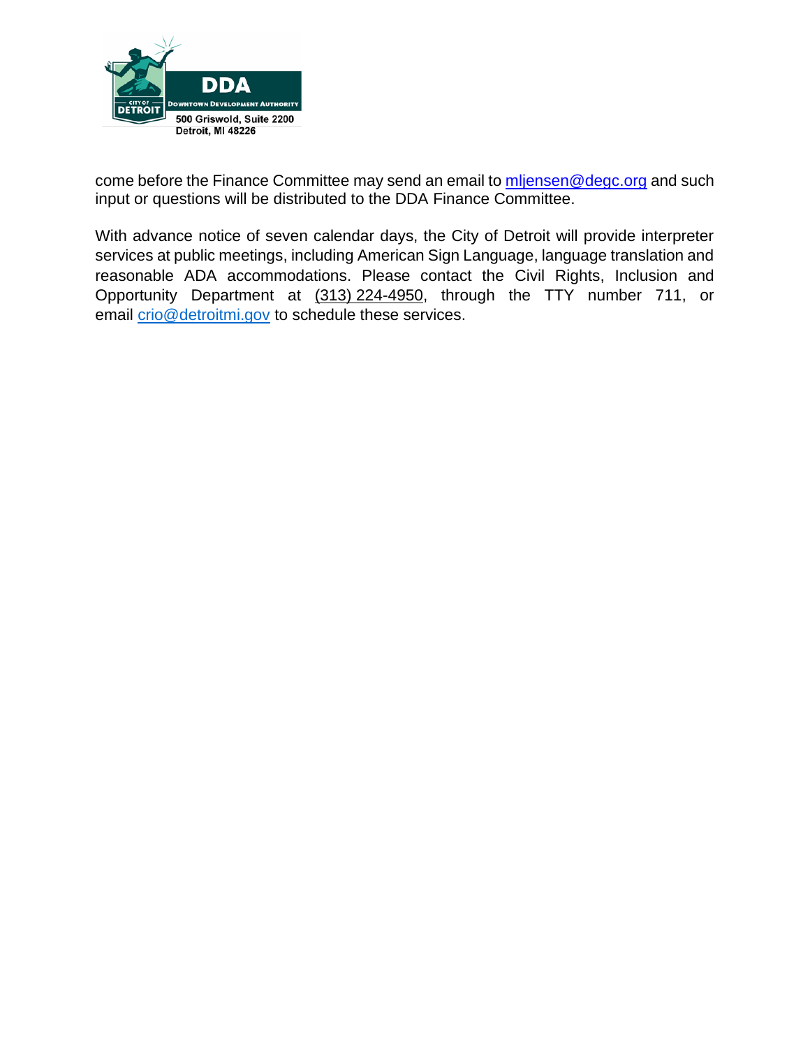come before the Finance Committee may send an email to mljensen@degc.org and such input or questions will be distributed to the DDA Finance Committee.

With advance notice of seven calendar days, the City of Detroit will provide interpreter services at public meetings, including American Sign Language, language translation and reasonable ADA accommodations. Please contact the Civil Rights, Inclusion and Opportunity Department at (313) 224-4950, through the TTY number 711, or email crio@detroitmi.gov to schedule these services.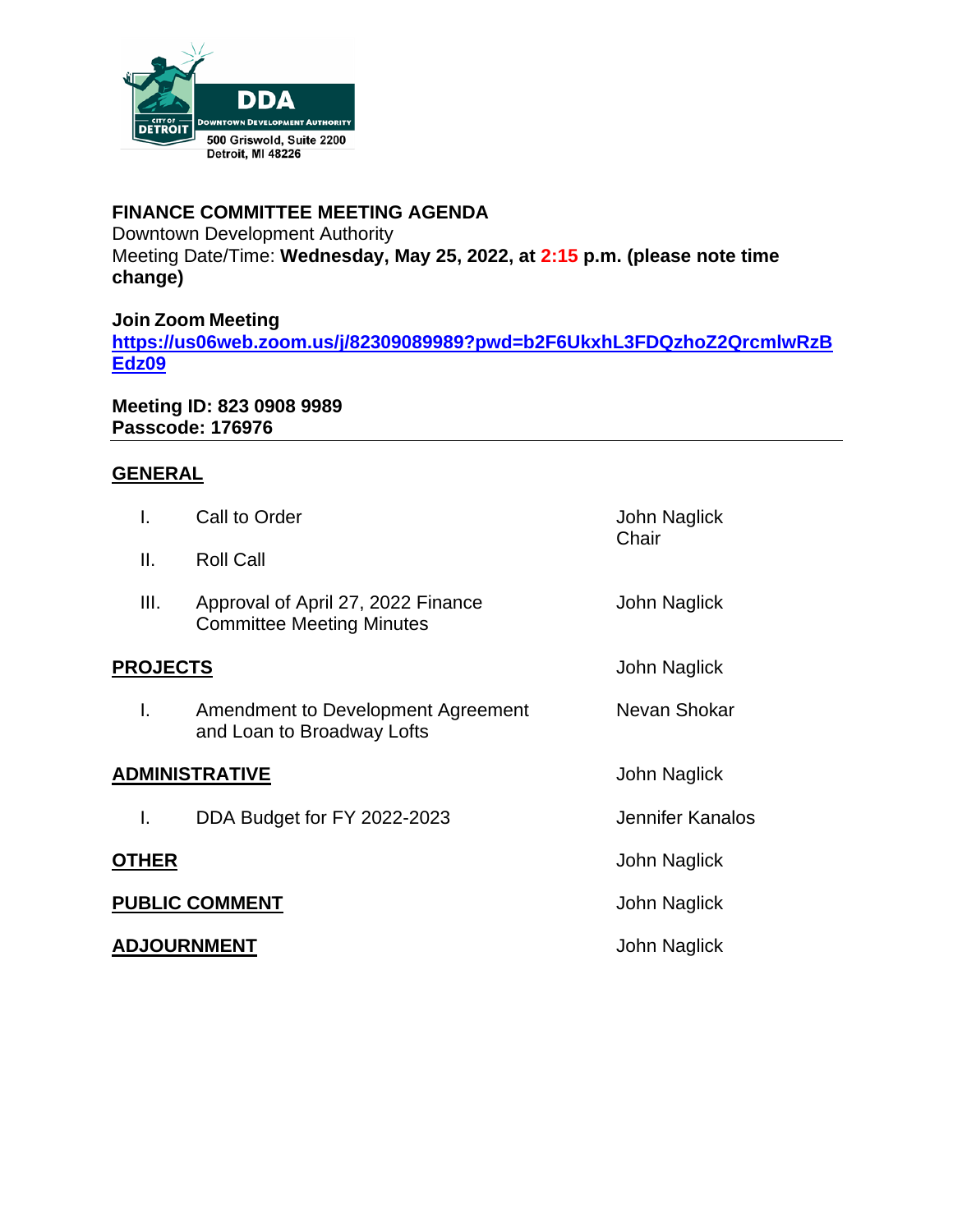DDA
DOWNTOWN DEVELOPMENT AUTHORITY
CITY OF DETROIT
500 Griswold, Suite 2200
Detroit, MI 48226

**FINANCE COMMITTEE MEETING AGENDA**
Downtown Development Authority
Meeting Date/Time: **Wednesday, May 25, 2022, at 2:15 p.m. (please note time change)**

**Join Zoom Meeting**
**https://us06web.zoom.us/j/82309089989?pwd=b2F6UkxhL3FDQzhoZ2QrcmlwRzBEdz09**

**Meeting ID: 823 0908 9989**
**Passcode: 176976**

---

## GENERAL

| | | |
|---|---|---|
| I. | Call to Order | John Naglick<br>Chair |
| II. | Roll Call | |
| III. | Approval of April 27, 2022 Finance Committee Meeting Minutes | John Naglick |

## PROJECTS

John Naglick

| | | |
|---|---|---|
| I. | Amendment to Development Agreement and Loan to Broadway Lofts | Nevan Shokar |

## ADMINISTRATIVE

John Naglick

| | | |
|---|---|---|
| I. | DDA Budget for FY 2022-2023 | Jennifer Kanalos |

## OTHER

John Naglick

## PUBLIC COMMENT

John Naglick

## ADJOURNMENT

John Naglick